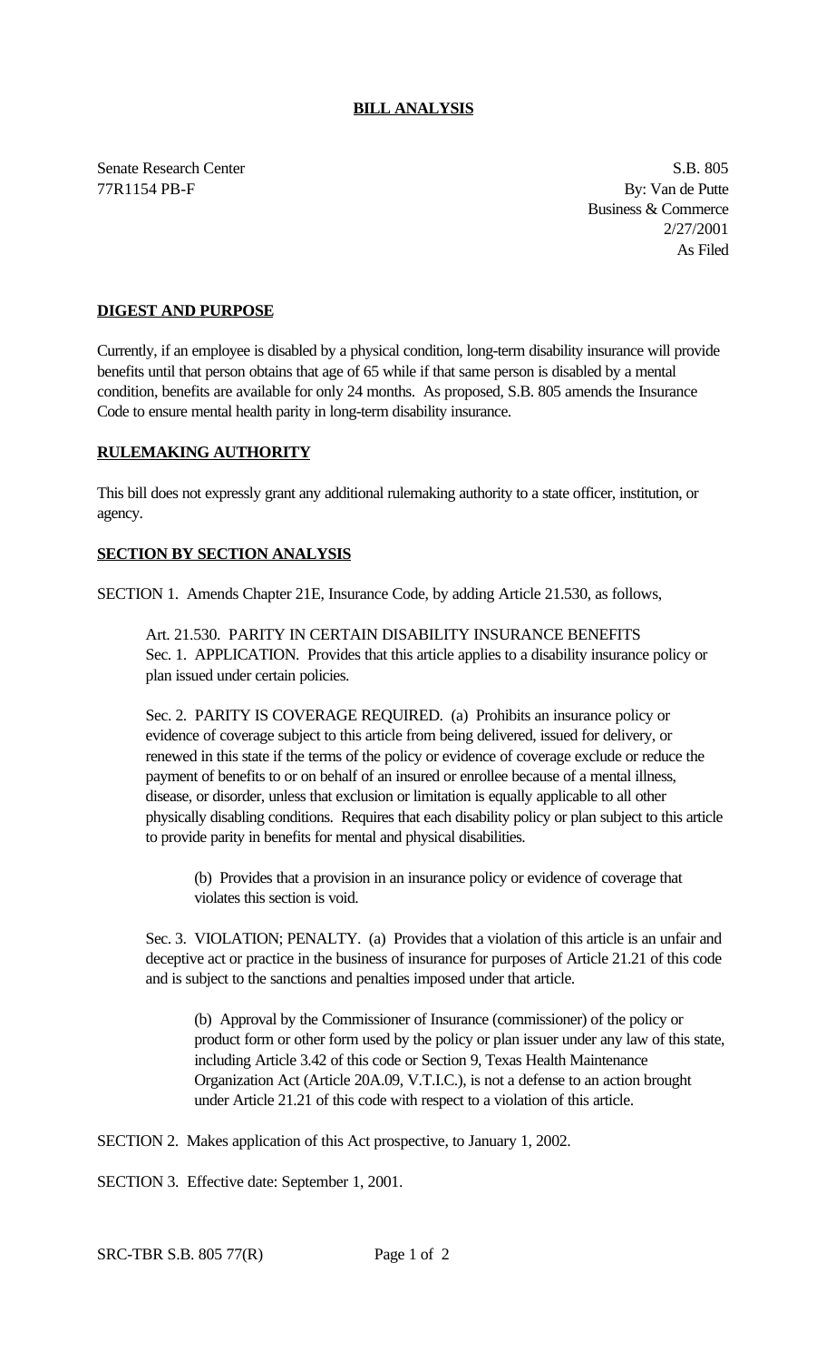# BILL ANALYSIS

Senate Research Center
77R1154 PB-F

S.B. 805
By: Van de Putte
Business & Commerce
2/27/2001
As Filed

## DIGEST AND PURPOSE

Currently, if an employee is disabled by a physical condition, long-term disability insurance will provide benefits until that person obtains that age of 65 while if that same person is disabled by a mental condition, benefits are available for only 24 months. As proposed, S.B. 805 amends the Insurance Code to ensure mental health parity in long-term disability insurance.

## RULEMAKING AUTHORITY

This bill does not expressly grant any additional rulemaking authority to a state officer, institution, or agency.

## SECTION BY SECTION ANALYSIS

SECTION 1. Amends Chapter 21E, Insurance Code, by adding Article 21.530, as follows,

> Art. 21.530. PARITY IN CERTAIN DISABILITY INSURANCE BENEFITS
> Sec. 1. APPLICATION. Provides that this article applies to a disability insurance policy or plan issued under certain policies.
>
> Sec. 2. PARITY IS COVERAGE REQUIRED. (a) Prohibits an insurance policy or evidence of coverage subject to this article from being delivered, issued for delivery, or renewed in this state if the terms of the policy or evidence of coverage exclude or reduce the payment of benefits to or on behalf of an insured or enrollee because of a mental illness, disease, or disorder, unless that exclusion or limitation is equally applicable to all other physically disabling conditions. Requires that each disability policy or plan subject to this article to provide parity in benefits for mental and physical disabilities.
>
> > (b) Provides that a provision in an insurance policy or evidence of coverage that violates this section is void.
>
> Sec. 3. VIOLATION; PENALTY. (a) Provides that a violation of this article is an unfair and deceptive act or practice in the business of insurance for purposes of Article 21.21 of this code and is subject to the sanctions and penalties imposed under that article.
>
> > (b) Approval by the Commissioner of Insurance (commissioner) of the policy or product form or other form used by the policy or plan issuer under any law of this state, including Article 3.42 of this code or Section 9, Texas Health Maintenance Organization Act (Article 20A.09, V.T.I.C.), is not a defense to an action brought under Article 21.21 of this code with respect to a violation of this article.

SECTION 2. Makes application of this Act prospective, to January 1, 2002.

SECTION 3. Effective date: September 1, 2001.